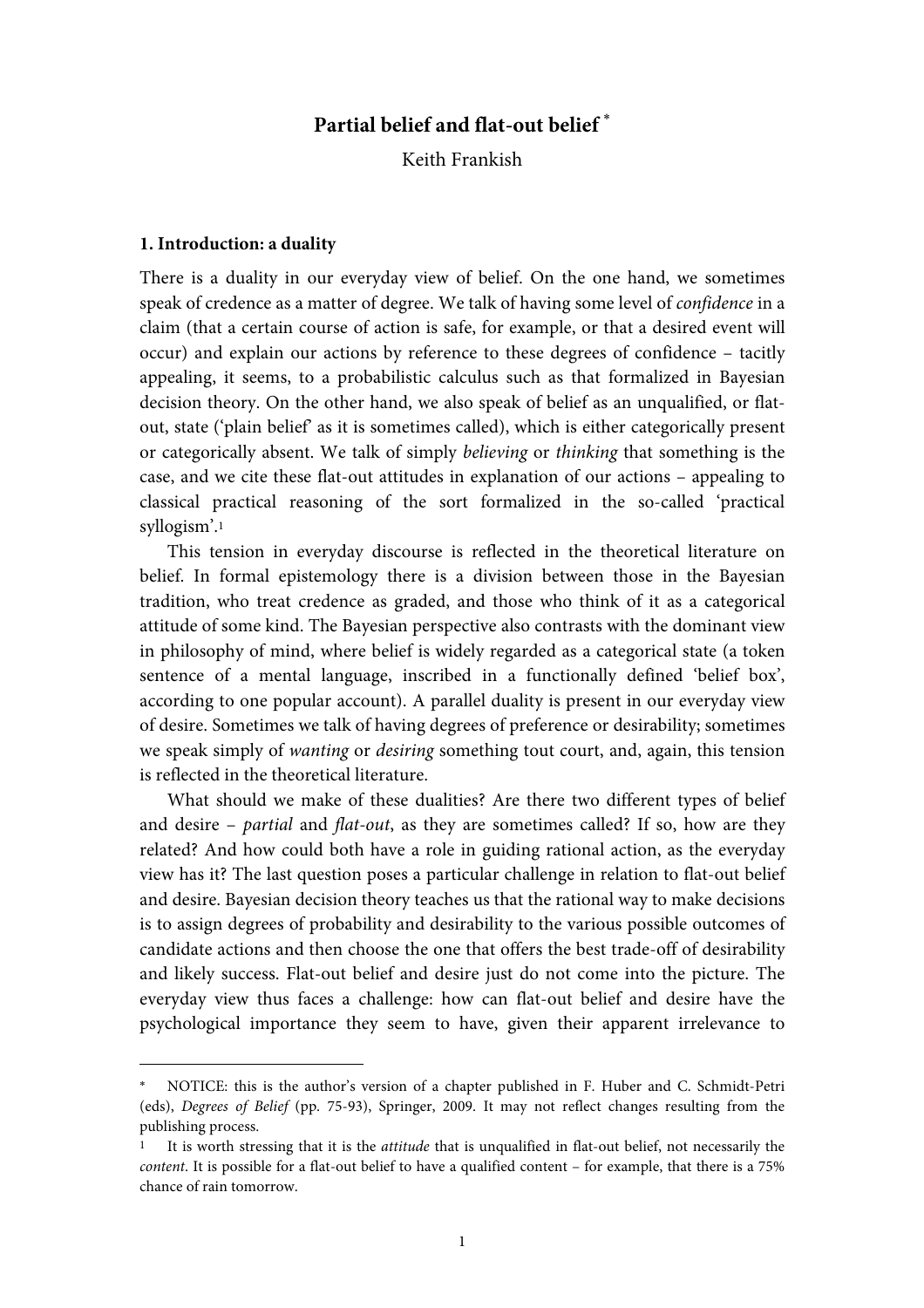# Partial belief and flat-out belief [*]

Keith Frankish

## 1. Introduction: a duality

There is a duality in our everyday view of belief. On the one hand, we sometimes speak of credence as a matter of degree. We talk of having some level of *confidence* in a claim (that a certain course of action is safe, for example, or that a desired event will occur) and explain our actions by reference to these degrees of confidence – tacitly appealing, it seems, to a probabilistic calculus such as that formalized in Bayesian decision theory. On the other hand, we also speak of belief as an unqualified, or flat-out, state ('plain belief' as it is sometimes called), which is either categorically present or categorically absent. We talk of simply *believing* or *thinking* that something is the case, and we cite these flat-out attitudes in explanation of our actions – appealing to classical practical reasoning of the sort formalized in the so-called 'practical syllogism'.[1]

This tension in everyday discourse is reflected in the theoretical literature on belief. In formal epistemology there is a division between those in the Bayesian tradition, who treat credence as graded, and those who think of it as a categorical attitude of some kind. The Bayesian perspective also contrasts with the dominant view in philosophy of mind, where belief is widely regarded as a categorical state (a token sentence of a mental language, inscribed in a functionally defined 'belief box', according to one popular account). A parallel duality is present in our everyday view of desire. Sometimes we talk of having degrees of preference or desirability; sometimes we speak simply of *wanting* or *desiring* something tout court, and, again, this tension is reflected in the theoretical literature.

What should we make of these dualities? Are there two different types of belief and desire – *partial* and *flat-out*, as they are sometimes called? If so, how are they related? And how could both have a role in guiding rational action, as the everyday view has it? The last question poses a particular challenge in relation to flat-out belief and desire. Bayesian decision theory teaches us that the rational way to make decisions is to assign degrees of probability and desirability to the various possible outcomes of candidate actions and then choose the one that offers the best trade-off of desirability and likely success. Flat-out belief and desire just do not come into the picture. The everyday view thus faces a challenge: how can flat-out belief and desire have the psychological importance they seem to have, given their apparent irrelevance to

---

[*] NOTICE: this is the author's version of a chapter published in F. Huber and C. Schmidt-Petri (eds), *Degrees of Belief* (pp. 75-93), Springer, 2009. It may not reflect changes resulting from the publishing process.

[1] It is worth stressing that it is the *attitude* that is unqualified in flat-out belief, not necessarily the *content*. It is possible for a flat-out belief to have a qualified content – for example, that there is a 75% chance of rain tomorrow.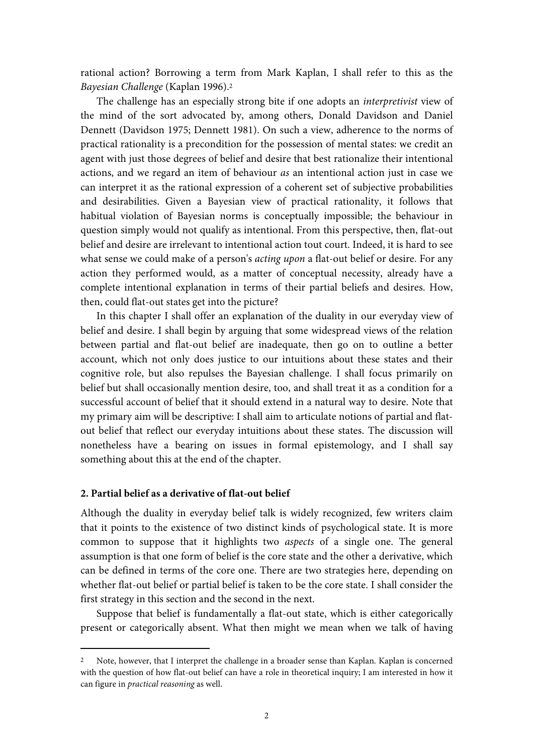rational action? Borrowing a term from Mark Kaplan, I shall refer to this as the *Bayesian Challenge* (Kaplan 1996).[2]

The challenge has an especially strong bite if one adopts an *interpretivist* view of the mind of the sort advocated by, among others, Donald Davidson and Daniel Dennett (Davidson 1975; Dennett 1981). On such a view, adherence to the norms of practical rationality is a precondition for the possession of mental states: we credit an agent with just those degrees of belief and desire that best rationalize their intentional actions, and we regard an item of behaviour *as* an intentional action just in case we can interpret it as the rational expression of a coherent set of subjective probabilities and desirabilities. Given a Bayesian view of practical rationality, it follows that habitual violation of Bayesian norms is conceptually impossible; the behaviour in question simply would not qualify as intentional. From this perspective, then, flat-out belief and desire are irrelevant to intentional action tout court. Indeed, it is hard to see what sense we could make of a person's *acting upon* a flat-out belief or desire. For any action they performed would, as a matter of conceptual necessity, already have a complete intentional explanation in terms of their partial beliefs and desires. How, then, could flat-out states get into the picture?

In this chapter I shall offer an explanation of the duality in our everyday view of belief and desire. I shall begin by arguing that some widespread views of the relation between partial and flat-out belief are inadequate, then go on to outline a better account, which not only does justice to our intuitions about these states and their cognitive role, but also repulses the Bayesian challenge. I shall focus primarily on belief but shall occasionally mention desire, too, and shall treat it as a condition for a successful account of belief that it should extend in a natural way to desire. Note that my primary aim will be descriptive: I shall aim to articulate notions of partial and flat-out belief that reflect our everyday intuitions about these states. The discussion will nonetheless have a bearing on issues in formal epistemology, and I shall say something about this at the end of the chapter.

## 2. Partial belief as a derivative of flat-out belief

Although the duality in everyday belief talk is widely recognized, few writers claim that it points to the existence of two distinct kinds of psychological state. It is more common to suppose that it highlights two *aspects* of a single one. The general assumption is that one form of belief is the core state and the other a derivative, which can be defined in terms of the core one. There are two strategies here, depending on whether flat-out belief or partial belief is taken to be the core state. I shall consider the first strategy in this section and the second in the next.

Suppose that belief is fundamentally a flat-out state, which is either categorically present or categorically absent. What then might we mean when we talk of having

---

[2] Note, however, that I interpret the challenge in a broader sense than Kaplan. Kaplan is concerned with the question of how flat-out belief can have a role in theoretical inquiry; I am interested in how it can figure in *practical reasoning* as well.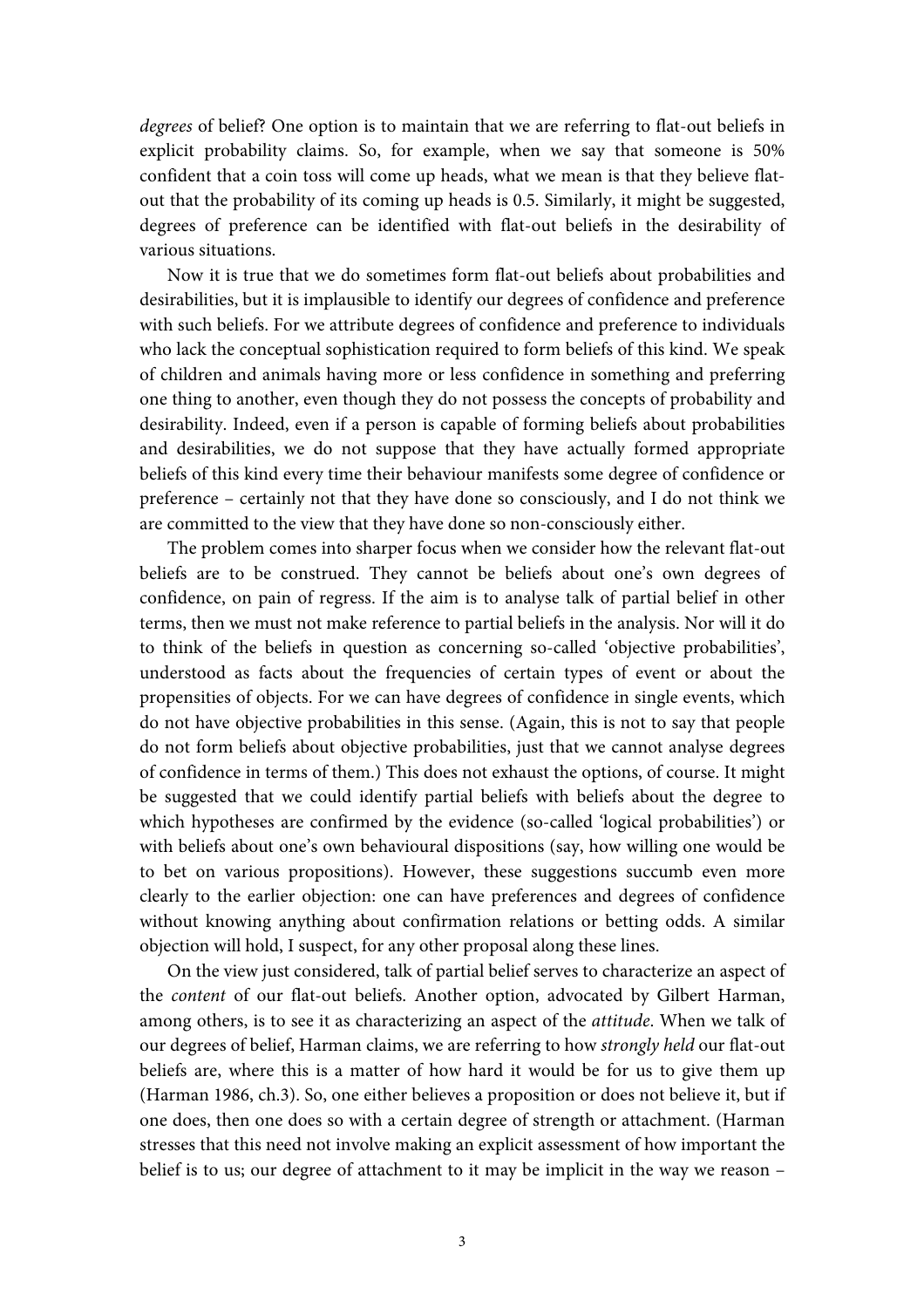*degrees* of belief? One option is to maintain that we are referring to flat-out beliefs in explicit probability claims. So, for example, when we say that someone is 50% confident that a coin toss will come up heads, what we mean is that they believe flat-out that the probability of its coming up heads is 0.5. Similarly, it might be suggested, degrees of preference can be identified with flat-out beliefs in the desirability of various situations.

Now it is true that we do sometimes form flat-out beliefs about probabilities and desirabilities, but it is implausible to identify our degrees of confidence and preference with such beliefs. For we attribute degrees of confidence and preference to individuals who lack the conceptual sophistication required to form beliefs of this kind. We speak of children and animals having more or less confidence in something and preferring one thing to another, even though they do not possess the concepts of probability and desirability. Indeed, even if a person is capable of forming beliefs about probabilities and desirabilities, we do not suppose that they have actually formed appropriate beliefs of this kind every time their behaviour manifests some degree of confidence or preference – certainly not that they have done so consciously, and I do not think we are committed to the view that they have done so non-consciously either.

The problem comes into sharper focus when we consider how the relevant flat-out beliefs are to be construed. They cannot be beliefs about one's own degrees of confidence, on pain of regress. If the aim is to analyse talk of partial belief in other terms, then we must not make reference to partial beliefs in the analysis. Nor will it do to think of the beliefs in question as concerning so-called 'objective probabilities', understood as facts about the frequencies of certain types of event or about the propensities of objects. For we can have degrees of confidence in single events, which do not have objective probabilities in this sense. (Again, this is not to say that people do not form beliefs about objective probabilities, just that we cannot analyse degrees of confidence in terms of them.) This does not exhaust the options, of course. It might be suggested that we could identify partial beliefs with beliefs about the degree to which hypotheses are confirmed by the evidence (so-called 'logical probabilities') or with beliefs about one's own behavioural dispositions (say, how willing one would be to bet on various propositions). However, these suggestions succumb even more clearly to the earlier objection: one can have preferences and degrees of confidence without knowing anything about confirmation relations or betting odds. A similar objection will hold, I suspect, for any other proposal along these lines.

On the view just considered, talk of partial belief serves to characterize an aspect of the *content* of our flat-out beliefs. Another option, advocated by Gilbert Harman, among others, is to see it as characterizing an aspect of the *attitude*. When we talk of our degrees of belief, Harman claims, we are referring to how *strongly held* our flat-out beliefs are, where this is a matter of how hard it would be for us to give them up (Harman 1986, ch.3). So, one either believes a proposition or does not believe it, but if one does, then one does so with a certain degree of strength or attachment. (Harman stresses that this need not involve making an explicit assessment of how important the belief is to us; our degree of attachment to it may be implicit in the way we reason –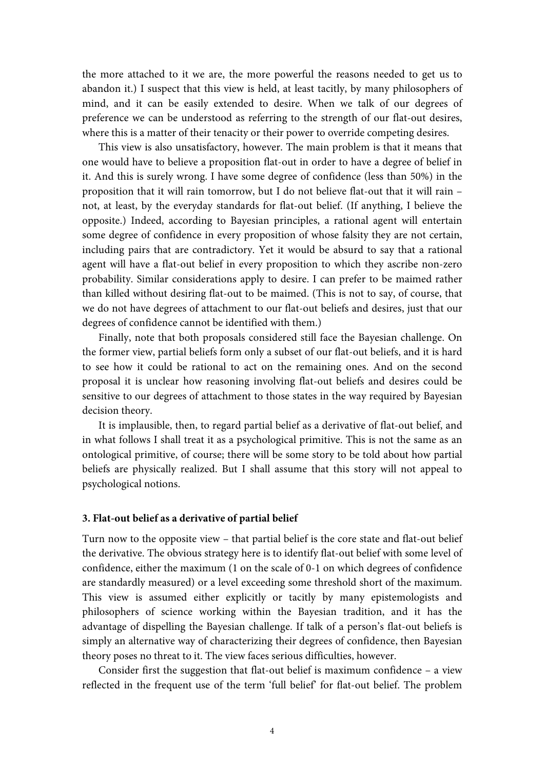the more attached to it we are, the more powerful the reasons needed to get us to abandon it.) I suspect that this view is held, at least tacitly, by many philosophers of mind, and it can be easily extended to desire. When we talk of our degrees of preference we can be understood as referring to the strength of our flat-out desires, where this is a matter of their tenacity or their power to override competing desires.

This view is also unsatisfactory, however. The main problem is that it means that one would have to believe a proposition flat-out in order to have a degree of belief in it. And this is surely wrong. I have some degree of confidence (less than 50%) in the proposition that it will rain tomorrow, but I do not believe flat-out that it will rain – not, at least, by the everyday standards for flat-out belief. (If anything, I believe the opposite.) Indeed, according to Bayesian principles, a rational agent will entertain some degree of confidence in every proposition of whose falsity they are not certain, including pairs that are contradictory. Yet it would be absurd to say that a rational agent will have a flat-out belief in every proposition to which they ascribe non-zero probability. Similar considerations apply to desire. I can prefer to be maimed rather than killed without desiring flat-out to be maimed. (This is not to say, of course, that we do not have degrees of attachment to our flat-out beliefs and desires, just that our degrees of confidence cannot be identified with them.)

Finally, note that both proposals considered still face the Bayesian challenge. On the former view, partial beliefs form only a subset of our flat-out beliefs, and it is hard to see how it could be rational to act on the remaining ones. And on the second proposal it is unclear how reasoning involving flat-out beliefs and desires could be sensitive to our degrees of attachment to those states in the way required by Bayesian decision theory.

It is implausible, then, to regard partial belief as a derivative of flat-out belief, and in what follows I shall treat it as a psychological primitive. This is not the same as an ontological primitive, of course; there will be some story to be told about how partial beliefs are physically realized. But I shall assume that this story will not appeal to psychological notions.

### 3. Flat-out belief as a derivative of partial belief

Turn now to the opposite view – that partial belief is the core state and flat-out belief the derivative. The obvious strategy here is to identify flat-out belief with some level of confidence, either the maximum (1 on the scale of 0-1 on which degrees of confidence are standardly measured) or a level exceeding some threshold short of the maximum. This view is assumed either explicitly or tacitly by many epistemologists and philosophers of science working within the Bayesian tradition, and it has the advantage of dispelling the Bayesian challenge. If talk of a person's flat-out beliefs is simply an alternative way of characterizing their degrees of confidence, then Bayesian theory poses no threat to it. The view faces serious difficulties, however.

Consider first the suggestion that flat-out belief is maximum confidence – a view reflected in the frequent use of the term 'full belief' for flat-out belief. The problem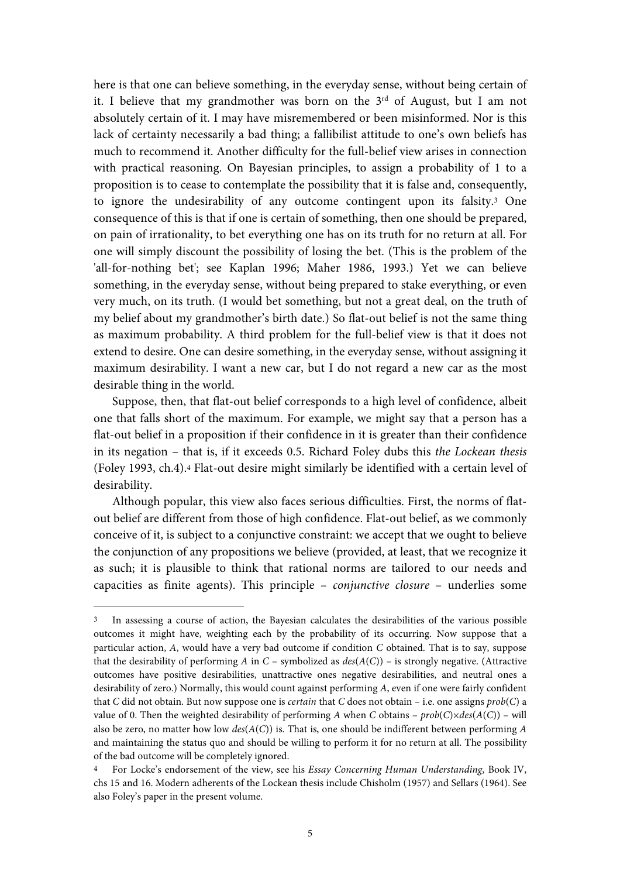here is that one can believe something, in the everyday sense, without being certain of it. I believe that my grandmother was born on the 3rd of August, but I am not absolutely certain of it. I may have misremembered or been misinformed. Nor is this lack of certainty necessarily a bad thing; a fallibilist attitude to one's own beliefs has much to recommend it. Another difficulty for the full-belief view arises in connection with practical reasoning. On Bayesian principles, to assign a probability of 1 to a proposition is to cease to contemplate the possibility that it is false and, consequently, to ignore the undesirability of any outcome contingent upon its falsity.[3] One consequence of this is that if one is certain of something, then one should be prepared, on pain of irrationality, to bet everything one has on its truth for no return at all. For one will simply discount the possibility of losing the bet. (This is the problem of the 'all-for-nothing bet'; see Kaplan 1996; Maher 1986, 1993.) Yet we can believe something, in the everyday sense, without being prepared to stake everything, or even very much, on its truth. (I would bet something, but not a great deal, on the truth of my belief about my grandmother's birth date.) So flat-out belief is not the same thing as maximum probability. A third problem for the full-belief view is that it does not extend to desire. One can desire something, in the everyday sense, without assigning it maximum desirability. I want a new car, but I do not regard a new car as the most desirable thing in the world.

Suppose, then, that flat-out belief corresponds to a high level of confidence, albeit one that falls short of the maximum. For example, we might say that a person has a flat-out belief in a proposition if their confidence in it is greater than their confidence in its negation – that is, if it exceeds 0.5. Richard Foley dubs this *the Lockean thesis* (Foley 1993, ch.4).[4] Flat-out desire might similarly be identified with a certain level of desirability.

Although popular, this view also faces serious difficulties. First, the norms of flat-out belief are different from those of high confidence. Flat-out belief, as we commonly conceive of it, is subject to a conjunctive constraint: we accept that we ought to believe the conjunction of any propositions we believe (provided, at least, that we recognize it as such; it is plausible to think that rational norms are tailored to our needs and capacities as finite agents). This principle – *conjunctive closure* – underlies some

---

[3] In assessing a course of action, the Bayesian calculates the desirabilities of the various possible outcomes it might have, weighting each by the probability of its occurring. Now suppose that a particular action, $A$, would have a very bad outcome if condition $C$ obtained. That is to say, suppose that the desirability of performing $A$ in $C$ – symbolized as $des(A(C))$ – is strongly negative. (Attractive outcomes have positive desirabilities, unattractive ones negative desirabilities, and neutral ones a desirability of zero.) Normally, this would count against performing $A$, even if one were fairly confident that $C$ did not obtain. But now suppose one is *certain* that $C$ does not obtain – i.e. one assigns $prob(C)$ a value of 0. Then the weighted desirability of performing $A$ when $C$ obtains – $prob(C) \times des(A(C))$ – will also be zero, no matter how low $des(A(C))$ is. That is, one should be indifferent between performing $A$ and maintaining the status quo and should be willing to perform it for no return at all. The possibility of the bad outcome will be completely ignored.

[4] For Locke's endorsement of the view, see his *Essay Concerning Human Understanding*, Book IV, chs 15 and 16. Modern adherents of the Lockean thesis include Chisholm (1957) and Sellars (1964). See also Foley's paper in the present volume.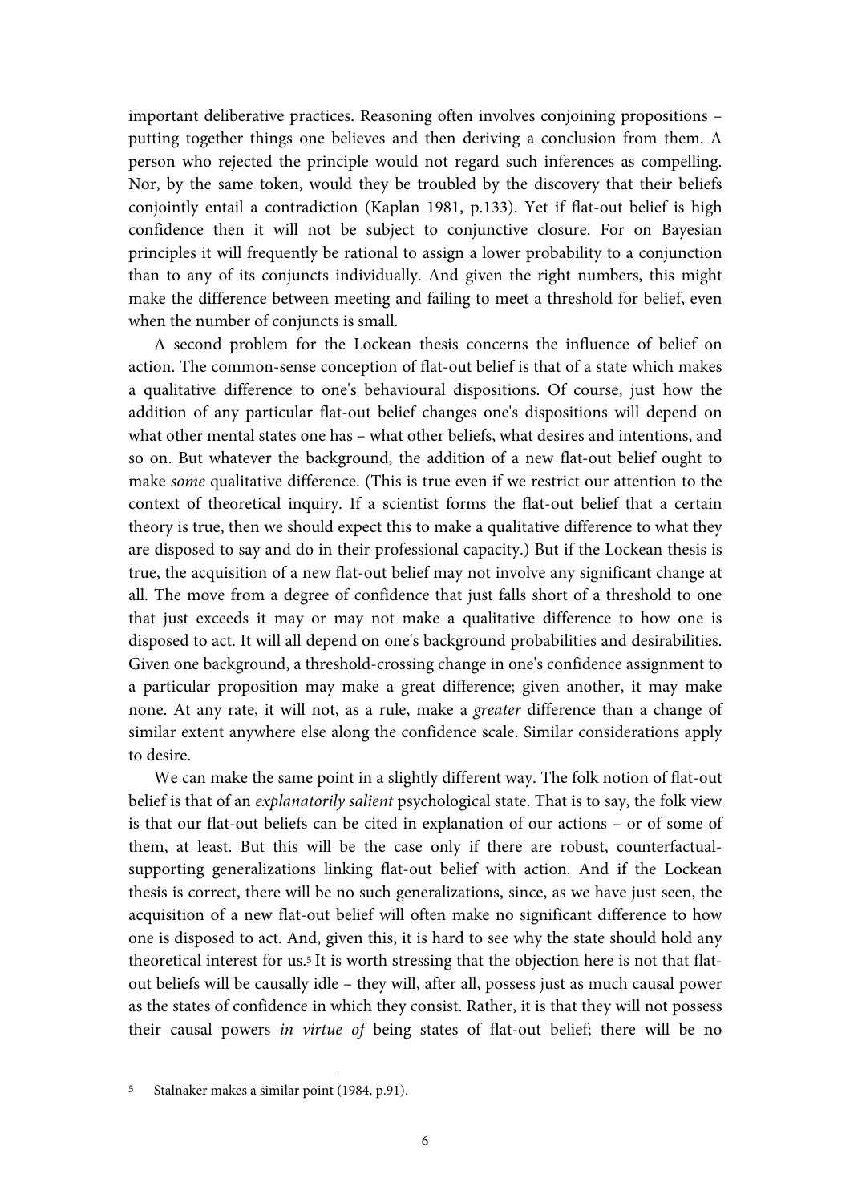important deliberative practices. Reasoning often involves conjoining propositions – putting together things one believes and then deriving a conclusion from them. A person who rejected the principle would not regard such inferences as compelling. Nor, by the same token, would they be troubled by the discovery that their beliefs conjointly entail a contradiction (Kaplan 1981, p.133). Yet if flat-out belief is high confidence then it will not be subject to conjunctive closure. For on Bayesian principles it will frequently be rational to assign a lower probability to a conjunction than to any of its conjuncts individually. And given the right numbers, this might make the difference between meeting and failing to meet a threshold for belief, even when the number of conjuncts is small.

A second problem for the Lockean thesis concerns the influence of belief on action. The common-sense conception of flat-out belief is that of a state which makes a qualitative difference to one's behavioural dispositions. Of course, just how the addition of any particular flat-out belief changes one's dispositions will depend on what other mental states one has – what other beliefs, what desires and intentions, and so on. But whatever the background, the addition of a new flat-out belief ought to make *some* qualitative difference. (This is true even if we restrict our attention to the context of theoretical inquiry. If a scientist forms the flat-out belief that a certain theory is true, then we should expect this to make a qualitative difference to what they are disposed to say and do in their professional capacity.) But if the Lockean thesis is true, the acquisition of a new flat-out belief may not involve any significant change at all. The move from a degree of confidence that just falls short of a threshold to one that just exceeds it may or may not make a qualitative difference to how one is disposed to act. It will all depend on one's background probabilities and desirabilities. Given one background, a threshold-crossing change in one's confidence assignment to a particular proposition may make a great difference; given another, it may make none. At any rate, it will not, as a rule, make a *greater* difference than a change of similar extent anywhere else along the confidence scale. Similar considerations apply to desire.

We can make the same point in a slightly different way. The folk notion of flat-out belief is that of an *explanatorily salient* psychological state. That is to say, the folk view is that our flat-out beliefs can be cited in explanation of our actions – or of some of them, at least. But this will be the case only if there are robust, counterfactual-supporting generalizations linking flat-out belief with action. And if the Lockean thesis is correct, there will be no such generalizations, since, as we have just seen, the acquisition of a new flat-out belief will often make no significant difference to how one is disposed to act. And, given this, it is hard to see why the state should hold any theoretical interest for us.[5] It is worth stressing that the objection here is not that flat-out beliefs will be causally idle – they will, after all, possess just as much causal power as the states of confidence in which they consist. Rather, it is that they will not possess their causal powers *in virtue of* being states of flat-out belief; there will be no

[5] Stalnaker makes a similar point (1984, p.91).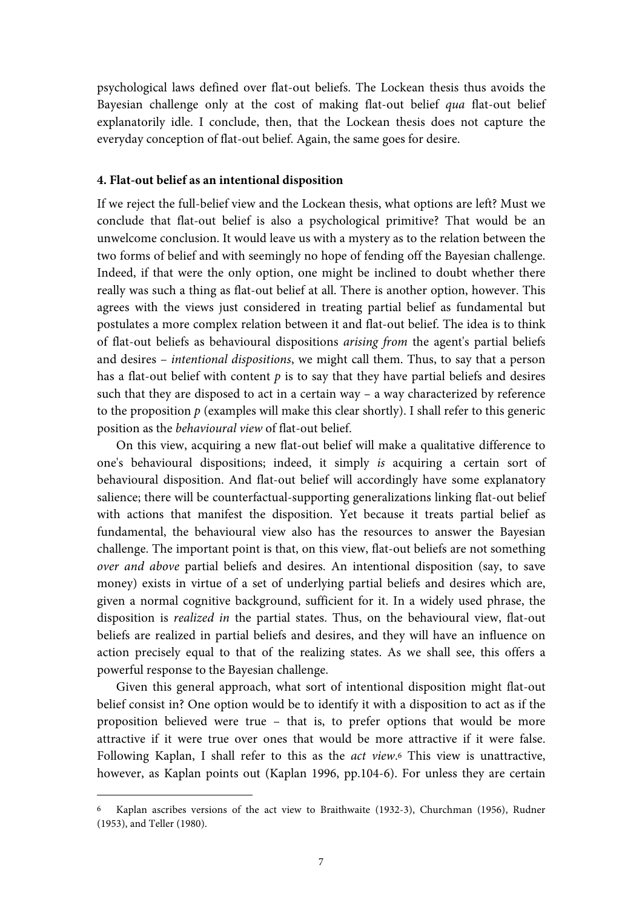psychological laws defined over flat-out beliefs. The Lockean thesis thus avoids the Bayesian challenge only at the cost of making flat-out belief *qua* flat-out belief explanatorily idle. I conclude, then, that the Lockean thesis does not capture the everyday conception of flat-out belief. Again, the same goes for desire.

#### 4. Flat-out belief as an intentional disposition

If we reject the full-belief view and the Lockean thesis, what options are left? Must we conclude that flat-out belief is also a psychological primitive? That would be an unwelcome conclusion. It would leave us with a mystery as to the relation between the two forms of belief and with seemingly no hope of fending off the Bayesian challenge. Indeed, if that were the only option, one might be inclined to doubt whether there really was such a thing as flat-out belief at all. There is another option, however. This agrees with the views just considered in treating partial belief as fundamental but postulates a more complex relation between it and flat-out belief. The idea is to think of flat-out beliefs as behavioural dispositions *arising from* the agent's partial beliefs and desires – *intentional dispositions*, we might call them. Thus, to say that a person has a flat-out belief with content $p$ is to say that they have partial beliefs and desires such that they are disposed to act in a certain way – a way characterized by reference to the proposition $p$ (examples will make this clear shortly). I shall refer to this generic position as the *behavioural view* of flat-out belief.

On this view, acquiring a new flat-out belief will make a qualitative difference to one's behavioural dispositions; indeed, it simply *is* acquiring a certain sort of behavioural disposition. And flat-out belief will accordingly have some explanatory salience; there will be counterfactual-supporting generalizations linking flat-out belief with actions that manifest the disposition. Yet because it treats partial belief as fundamental, the behavioural view also has the resources to answer the Bayesian challenge. The important point is that, on this view, flat-out beliefs are not something *over and above* partial beliefs and desires. An intentional disposition (say, to save money) exists in virtue of a set of underlying partial beliefs and desires which are, given a normal cognitive background, sufficient for it. In a widely used phrase, the disposition is *realized in* the partial states. Thus, on the behavioural view, flat-out beliefs are realized in partial beliefs and desires, and they will have an influence on action precisely equal to that of the realizing states. As we shall see, this offers a powerful response to the Bayesian challenge.

Given this general approach, what sort of intentional disposition might flat-out belief consist in? One option would be to identify it with a disposition to act as if the proposition believed were true – that is, to prefer options that would be more attractive if it were true over ones that would be more attractive if it were false. Following Kaplan, I shall refer to this as the *act view*.[6] This view is unattractive, however, as Kaplan points out (Kaplan 1996, pp.104-6). For unless they are certain

---

[6] Kaplan ascribes versions of the act view to Braithwaite (1932-3), Churchman (1956), Rudner (1953), and Teller (1980).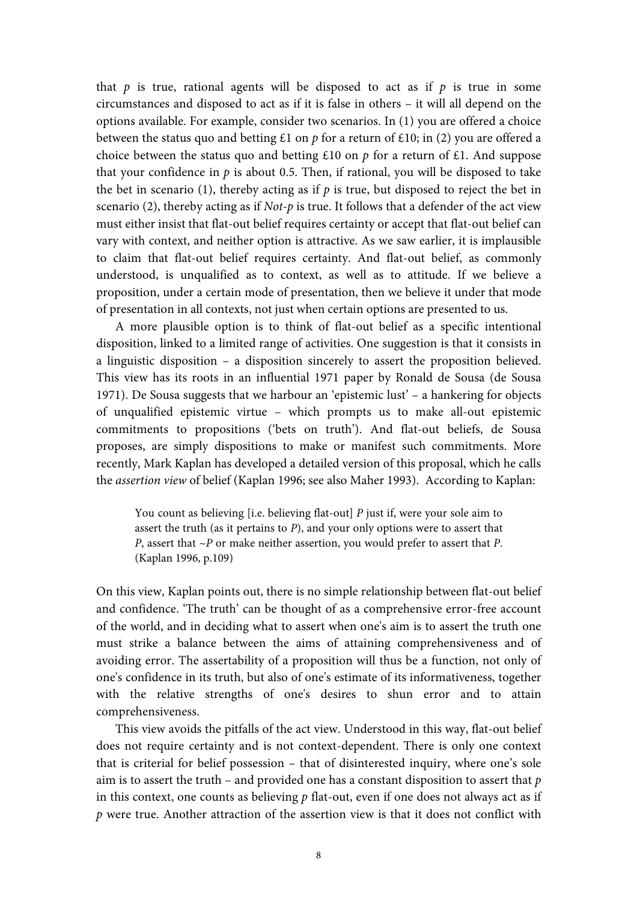that $p$ is true, rational agents will be disposed to act as if $p$ is true in some circumstances and disposed to act as if it is false in others – it will all depend on the options available. For example, consider two scenarios. In (1) you are offered a choice between the status quo and betting £1 on $p$ for a return of £10; in (2) you are offered a choice between the status quo and betting £10 on $p$ for a return of £1. And suppose that your confidence in $p$ is about 0.5. Then, if rational, you will be disposed to take the bet in scenario (1), thereby acting as if $p$ is true, but disposed to reject the bet in scenario (2), thereby acting as if *Not-p* is true. It follows that a defender of the act view must either insist that flat-out belief requires certainty or accept that flat-out belief can vary with context, and neither option is attractive. As we saw earlier, it is implausible to claim that flat-out belief requires certainty. And flat-out belief, as commonly understood, is unqualified as to context, as well as to attitude. If we believe a proposition, under a certain mode of presentation, then we believe it under that mode of presentation in all contexts, not just when certain options are presented to us.

A more plausible option is to think of flat-out belief as a specific intentional disposition, linked to a limited range of activities. One suggestion is that it consists in a linguistic disposition – a disposition sincerely to assert the proposition believed. This view has its roots in an influential 1971 paper by Ronald de Sousa (de Sousa 1971). De Sousa suggests that we harbour an 'epistemic lust' – a hankering for objects of unqualified epistemic virtue – which prompts us to make all-out epistemic commitments to propositions ('bets on truth'). And flat-out beliefs, de Sousa proposes, are simply dispositions to make or manifest such commitments. More recently, Mark Kaplan has developed a detailed version of this proposal, which he calls the *assertion view* of belief (Kaplan 1996; see also Maher 1993). According to Kaplan:

> You count as believing [i.e. believing flat-out] *P* just if, were your sole aim to assert the truth (as it pertains to *P*), and your only options were to assert that *P*, assert that ~*P* or make neither assertion, you would prefer to assert that *P*. (Kaplan 1996, p.109)

On this view, Kaplan points out, there is no simple relationship between flat-out belief and confidence. 'The truth' can be thought of as a comprehensive error-free account of the world, and in deciding what to assert when one's aim is to assert the truth one must strike a balance between the aims of attaining comprehensiveness and of avoiding error. The assertability of a proposition will thus be a function, not only of one's confidence in its truth, but also of one's estimate of its informativeness, together with the relative strengths of one's desires to shun error and to attain comprehensiveness.

This view avoids the pitfalls of the act view. Understood in this way, flat-out belief does not require certainty and is not context-dependent. There is only one context that is criterial for belief possession – that of disinterested inquiry, where one's sole aim is to assert the truth – and provided one has a constant disposition to assert that $p$ in this context, one counts as believing $p$ flat-out, even if one does not always act as if $p$ were true. Another attraction of the assertion view is that it does not conflict with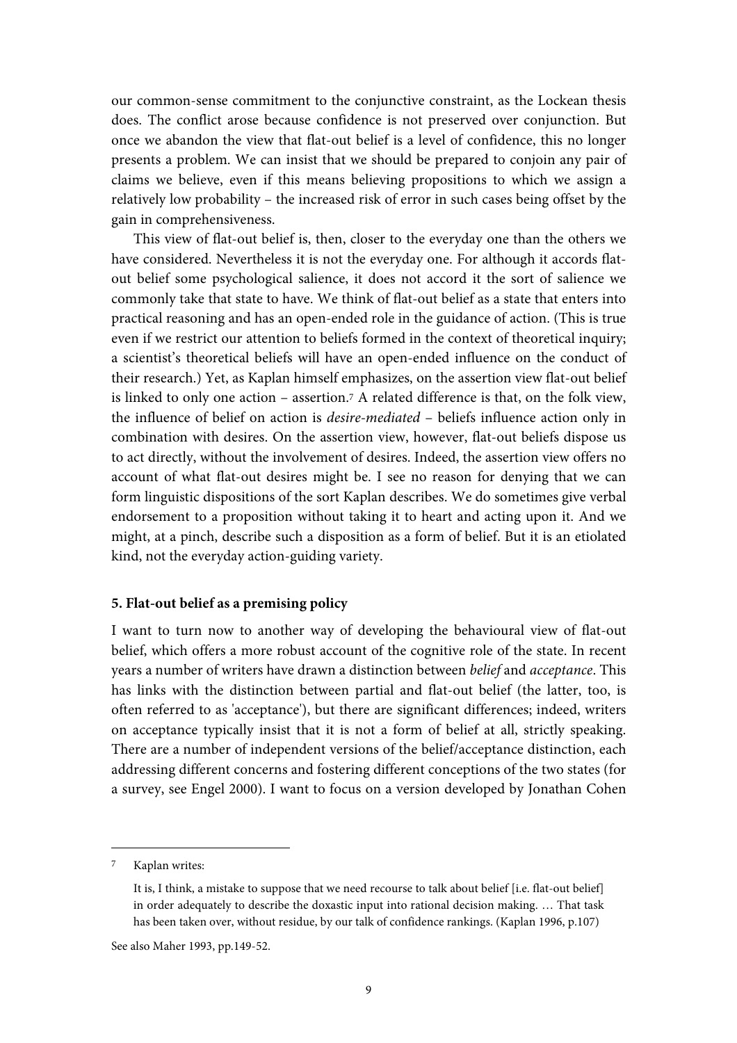our common-sense commitment to the conjunctive constraint, as the Lockean thesis does. The conflict arose because confidence is not preserved over conjunction. But once we abandon the view that flat-out belief is a level of confidence, this no longer presents a problem. We can insist that we should be prepared to conjoin any pair of claims we believe, even if this means believing propositions to which we assign a relatively low probability – the increased risk of error in such cases being offset by the gain in comprehensiveness.

This view of flat-out belief is, then, closer to the everyday one than the others we have considered. Nevertheless it is not the everyday one. For although it accords flat-out belief some psychological salience, it does not accord it the sort of salience we commonly take that state to have. We think of flat-out belief as a state that enters into practical reasoning and has an open-ended role in the guidance of action. (This is true even if we restrict our attention to beliefs formed in the context of theoretical inquiry; a scientist's theoretical beliefs will have an open-ended influence on the conduct of their research.) Yet, as Kaplan himself emphasizes, on the assertion view flat-out belief is linked to only one action – assertion.[7] A related difference is that, on the folk view, the influence of belief on action is *desire-mediated* – beliefs influence action only in combination with desires. On the assertion view, however, flat-out beliefs dispose us to act directly, without the involvement of desires. Indeed, the assertion view offers no account of what flat-out desires might be. I see no reason for denying that we can form linguistic dispositions of the sort Kaplan describes. We do sometimes give verbal endorsement to a proposition without taking it to heart and acting upon it. And we might, at a pinch, describe such a disposition as a form of belief. But it is an etiolated kind, not the everyday action-guiding variety.

**5. Flat-out belief as a premising policy**

I want to turn now to another way of developing the behavioural view of flat-out belief, which offers a more robust account of the cognitive role of the state. In recent years a number of writers have drawn a distinction between *belief* and *acceptance*. This has links with the distinction between partial and flat-out belief (the latter, too, is often referred to as 'acceptance'), but there are significant differences; indeed, writers on acceptance typically insist that it is not a form of belief at all, strictly speaking. There are a number of independent versions of the belief/acceptance distinction, each addressing different concerns and fostering different conceptions of the two states (for a survey, see Engel 2000). I want to focus on a version developed by Jonathan Cohen

---

[7] Kaplan writes:

> It is, I think, a mistake to suppose that we need recourse to talk about belief [i.e. flat-out belief] in order adequately to describe the doxastic input into rational decision making. … That task has been taken over, without residue, by our talk of confidence rankings. (Kaplan 1996, p.107)

See also Maher 1993, pp.149-52.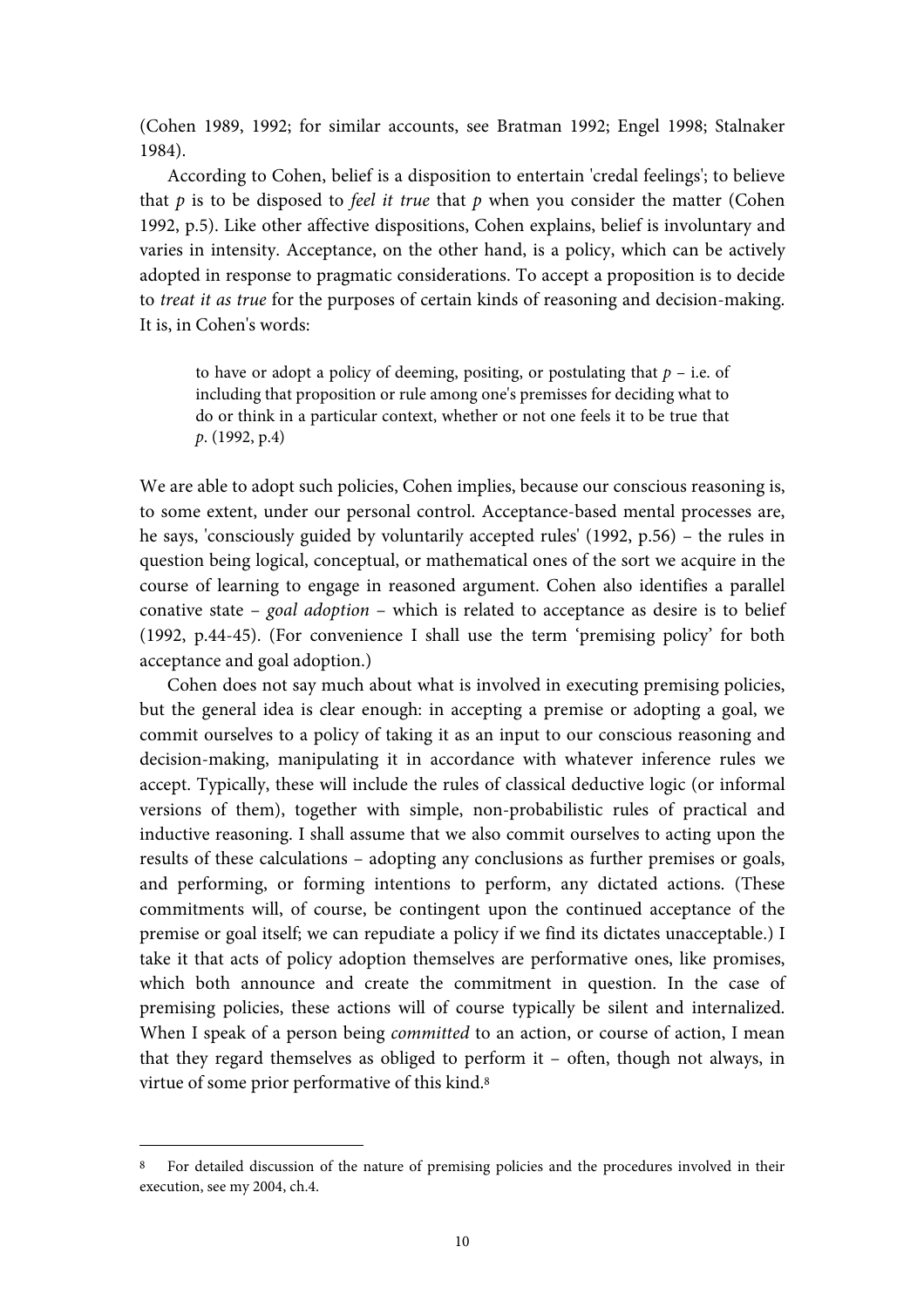(Cohen 1989, 1992; for similar accounts, see Bratman 1992; Engel 1998; Stalnaker 1984).

According to Cohen, belief is a disposition to entertain 'credal feelings'; to believe that *p* is to be disposed to *feel it true* that *p* when you consider the matter (Cohen 1992, p.5). Like other affective dispositions, Cohen explains, belief is involuntary and varies in intensity. Acceptance, on the other hand, is a policy, which can be actively adopted in response to pragmatic considerations. To accept a proposition is to decide to *treat it as true* for the purposes of certain kinds of reasoning and decision-making. It is, in Cohen's words:

> to have or adopt a policy of deeming, positing, or postulating that *p* – i.e. of including that proposition or rule among one's premisses for deciding what to do or think in a particular context, whether or not one feels it to be true that *p*. (1992, p.4)

We are able to adopt such policies, Cohen implies, because our conscious reasoning is, to some extent, under our personal control. Acceptance-based mental processes are, he says, 'consciously guided by voluntarily accepted rules' (1992, p.56) – the rules in question being logical, conceptual, or mathematical ones of the sort we acquire in the course of learning to engage in reasoned argument. Cohen also identifies a parallel conative state – *goal adoption* – which is related to acceptance as desire is to belief (1992, p.44-45). (For convenience I shall use the term 'premising policy' for both acceptance and goal adoption.)

Cohen does not say much about what is involved in executing premising policies, but the general idea is clear enough: in accepting a premise or adopting a goal, we commit ourselves to a policy of taking it as an input to our conscious reasoning and decision-making, manipulating it in accordance with whatever inference rules we accept. Typically, these will include the rules of classical deductive logic (or informal versions of them), together with simple, non-probabilistic rules of practical and inductive reasoning. I shall assume that we also commit ourselves to acting upon the results of these calculations – adopting any conclusions as further premises or goals, and performing, or forming intentions to perform, any dictated actions. (These commitments will, of course, be contingent upon the continued acceptance of the premise or goal itself; we can repudiate a policy if we find its dictates unacceptable.) I take it that acts of policy adoption themselves are performative ones, like promises, which both announce and create the commitment in question. In the case of premising policies, these actions will of course typically be silent and internalized. When I speak of a person being *committed* to an action, or course of action, I mean that they regard themselves as obliged to perform it – often, though not always, in virtue of some prior performative of this kind.[8]

---

[8] For detailed discussion of the nature of premising policies and the procedures involved in their execution, see my 2004, ch.4.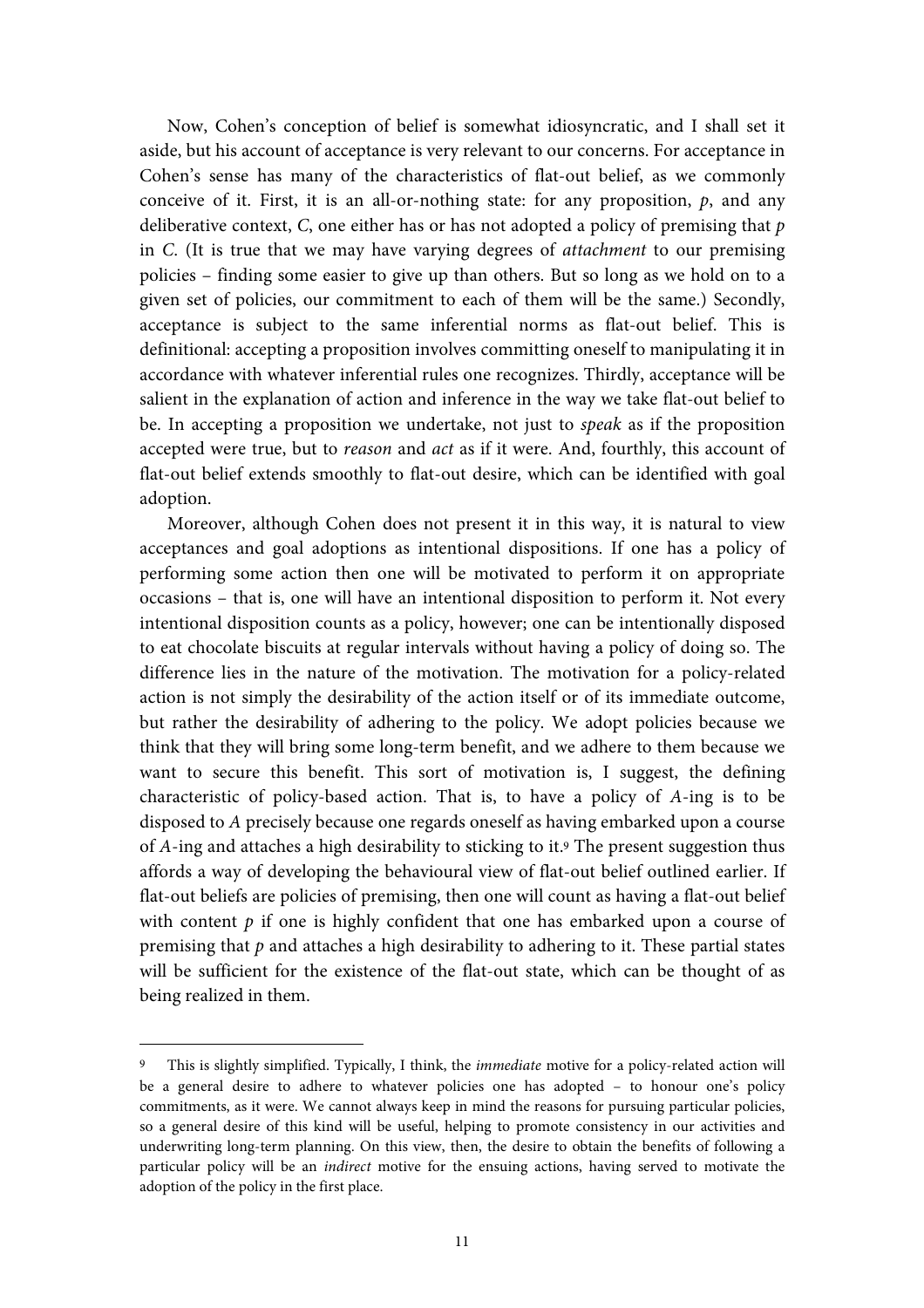Now, Cohen's conception of belief is somewhat idiosyncratic, and I shall set it aside, but his account of acceptance is very relevant to our concerns. For acceptance in Cohen's sense has many of the characteristics of flat-out belief, as we commonly conceive of it. First, it is an all-or-nothing state: for any proposition, *p*, and any deliberative context, *C*, one either has or has not adopted a policy of premising that *p* in *C*. (It is true that we may have varying degrees of *attachment* to our premising policies – finding some easier to give up than others. But so long as we hold on to a given set of policies, our commitment to each of them will be the same.) Secondly, acceptance is subject to the same inferential norms as flat-out belief. This is definitional: accepting a proposition involves committing oneself to manipulating it in accordance with whatever inferential rules one recognizes. Thirdly, acceptance will be salient in the explanation of action and inference in the way we take flat-out belief to be. In accepting a proposition we undertake, not just to *speak* as if the proposition accepted were true, but to *reason* and *act* as if it were. And, fourthly, this account of flat-out belief extends smoothly to flat-out desire, which can be identified with goal adoption.

Moreover, although Cohen does not present it in this way, it is natural to view acceptances and goal adoptions as intentional dispositions. If one has a policy of performing some action then one will be motivated to perform it on appropriate occasions – that is, one will have an intentional disposition to perform it. Not every intentional disposition counts as a policy, however; one can be intentionally disposed to eat chocolate biscuits at regular intervals without having a policy of doing so. The difference lies in the nature of the motivation. The motivation for a policy-related action is not simply the desirability of the action itself or of its immediate outcome, but rather the desirability of adhering to the policy. We adopt policies because we think that they will bring some long-term benefit, and we adhere to them because we want to secure this benefit. This sort of motivation is, I suggest, the defining characteristic of policy-based action. That is, to have a policy of *A*-ing is to be disposed to *A* precisely because one regards oneself as having embarked upon a course of *A*-ing and attaches a high desirability to sticking to it.[9] The present suggestion thus affords a way of developing the behavioural view of flat-out belief outlined earlier. If flat-out beliefs are policies of premising, then one will count as having a flat-out belief with content *p* if one is highly confident that one has embarked upon a course of premising that *p* and attaches a high desirability to adhering to it. These partial states will be sufficient for the existence of the flat-out state, which can be thought of as being realized in them.

---

[9] This is slightly simplified. Typically, I think, the *immediate* motive for a policy-related action will be a general desire to adhere to whatever policies one has adopted – to honour one's policy commitments, as it were. We cannot always keep in mind the reasons for pursuing particular policies, so a general desire of this kind will be useful, helping to promote consistency in our activities and underwriting long-term planning. On this view, then, the desire to obtain the benefits of following a particular policy will be an *indirect* motive for the ensuing actions, having served to motivate the adoption of the policy in the first place.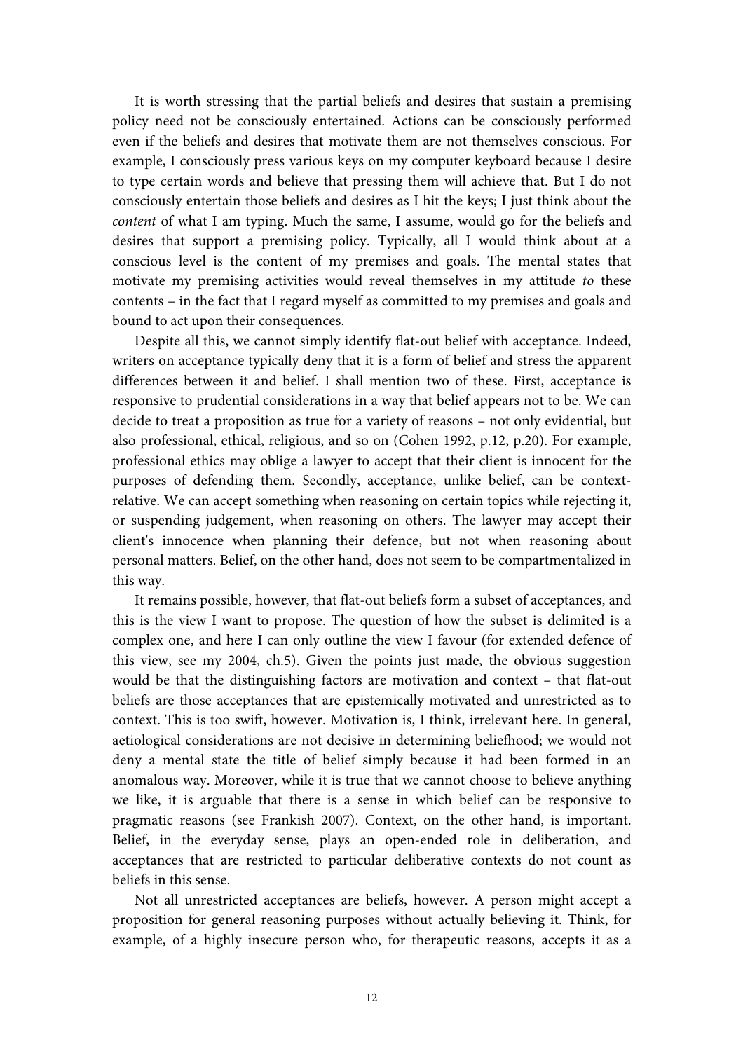It is worth stressing that the partial beliefs and desires that sustain a premising policy need not be consciously entertained. Actions can be consciously performed even if the beliefs and desires that motivate them are not themselves conscious. For example, I consciously press various keys on my computer keyboard because I desire to type certain words and believe that pressing them will achieve that. But I do not consciously entertain those beliefs and desires as I hit the keys; I just think about the *content* of what I am typing. Much the same, I assume, would go for the beliefs and desires that support a premising policy. Typically, all I would think about at a conscious level is the content of my premises and goals. The mental states that motivate my premising activities would reveal themselves in my attitude *to* these contents – in the fact that I regard myself as committed to my premises and goals and bound to act upon their consequences.

Despite all this, we cannot simply identify flat-out belief with acceptance. Indeed, writers on acceptance typically deny that it is a form of belief and stress the apparent differences between it and belief. I shall mention two of these. First, acceptance is responsive to prudential considerations in a way that belief appears not to be. We can decide to treat a proposition as true for a variety of reasons – not only evidential, but also professional, ethical, religious, and so on (Cohen 1992, p.12, p.20). For example, professional ethics may oblige a lawyer to accept that their client is innocent for the purposes of defending them. Secondly, acceptance, unlike belief, can be context-relative. We can accept something when reasoning on certain topics while rejecting it, or suspending judgement, when reasoning on others. The lawyer may accept their client's innocence when planning their defence, but not when reasoning about personal matters. Belief, on the other hand, does not seem to be compartmentalized in this way.

It remains possible, however, that flat-out beliefs form a subset of acceptances, and this is the view I want to propose. The question of how the subset is delimited is a complex one, and here I can only outline the view I favour (for extended defence of this view, see my 2004, ch.5). Given the points just made, the obvious suggestion would be that the distinguishing factors are motivation and context – that flat-out beliefs are those acceptances that are epistemically motivated and unrestricted as to context. This is too swift, however. Motivation is, I think, irrelevant here. In general, aetiological considerations are not decisive in determining beliefhood; we would not deny a mental state the title of belief simply because it had been formed in an anomalous way. Moreover, while it is true that we cannot choose to believe anything we like, it is arguable that there is a sense in which belief can be responsive to pragmatic reasons (see Frankish 2007). Context, on the other hand, is important. Belief, in the everyday sense, plays an open-ended role in deliberation, and acceptances that are restricted to particular deliberative contexts do not count as beliefs in this sense.

Not all unrestricted acceptances are beliefs, however. A person might accept a proposition for general reasoning purposes without actually believing it. Think, for example, of a highly insecure person who, for therapeutic reasons, accepts it as a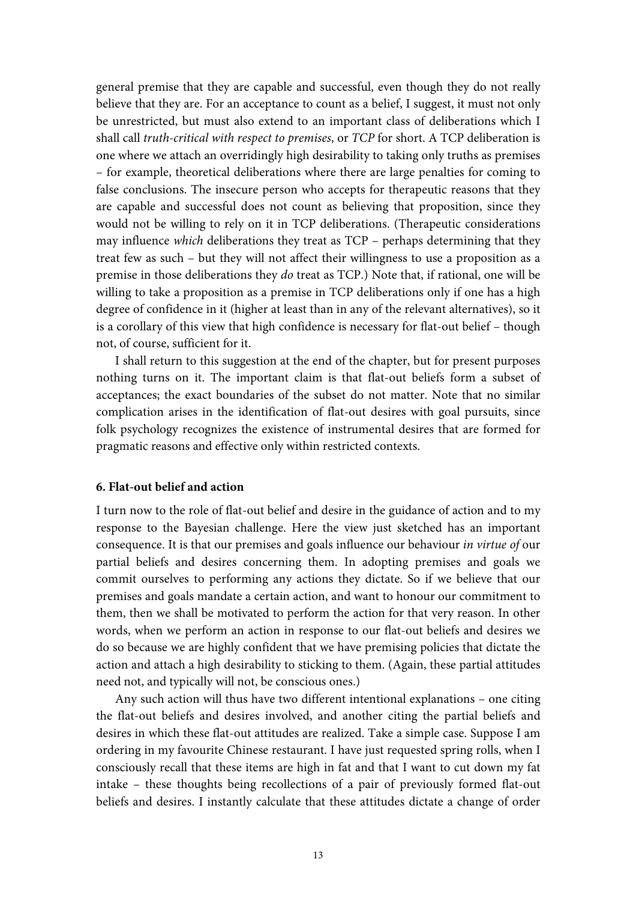general premise that they are capable and successful, even though they do not really believe that they are. For an acceptance to count as a belief, I suggest, it must not only be unrestricted, but must also extend to an important class of deliberations which I shall call *truth-critical with respect to premises*, or *TCP* for short. A TCP deliberation is one where we attach an overridingly high desirability to taking only truths as premises – for example, theoretical deliberations where there are large penalties for coming to false conclusions. The insecure person who accepts for therapeutic reasons that they are capable and successful does not count as believing that proposition, since they would not be willing to rely on it in TCP deliberations. (Therapeutic considerations may influence *which* deliberations they treat as TCP – perhaps determining that they treat few as such – but they will not affect their willingness to use a proposition as a premise in those deliberations they *do* treat as TCP.) Note that, if rational, one will be willing to take a proposition as a premise in TCP deliberations only if one has a high degree of confidence in it (higher at least than in any of the relevant alternatives), so it is a corollary of this view that high confidence is necessary for flat-out belief – though not, of course, sufficient for it.

I shall return to this suggestion at the end of the chapter, but for present purposes nothing turns on it. The important claim is that flat-out beliefs form a subset of acceptances; the exact boundaries of the subset do not matter. Note that no similar complication arises in the identification of flat-out desires with goal pursuits, since folk psychology recognizes the existence of instrumental desires that are formed for pragmatic reasons and effective only within restricted contexts.

### 6. Flat-out belief and action

I turn now to the role of flat-out belief and desire in the guidance of action and to my response to the Bayesian challenge. Here the view just sketched has an important consequence. It is that our premises and goals influence our behaviour *in virtue of* our partial beliefs and desires concerning them. In adopting premises and goals we commit ourselves to performing any actions they dictate. So if we believe that our premises and goals mandate a certain action, and want to honour our commitment to them, then we shall be motivated to perform the action for that very reason. In other words, when we perform an action in response to our flat-out beliefs and desires we do so because we are highly confident that we have premising policies that dictate the action and attach a high desirability to sticking to them. (Again, these partial attitudes need not, and typically will not, be conscious ones.)

Any such action will thus have two different intentional explanations – one citing the flat-out beliefs and desires involved, and another citing the partial beliefs and desires in which these flat-out attitudes are realized. Take a simple case. Suppose I am ordering in my favourite Chinese restaurant. I have just requested spring rolls, when I consciously recall that these items are high in fat and that I want to cut down my fat intake – these thoughts being recollections of a pair of previously formed flat-out beliefs and desires. I instantly calculate that these attitudes dictate a change of order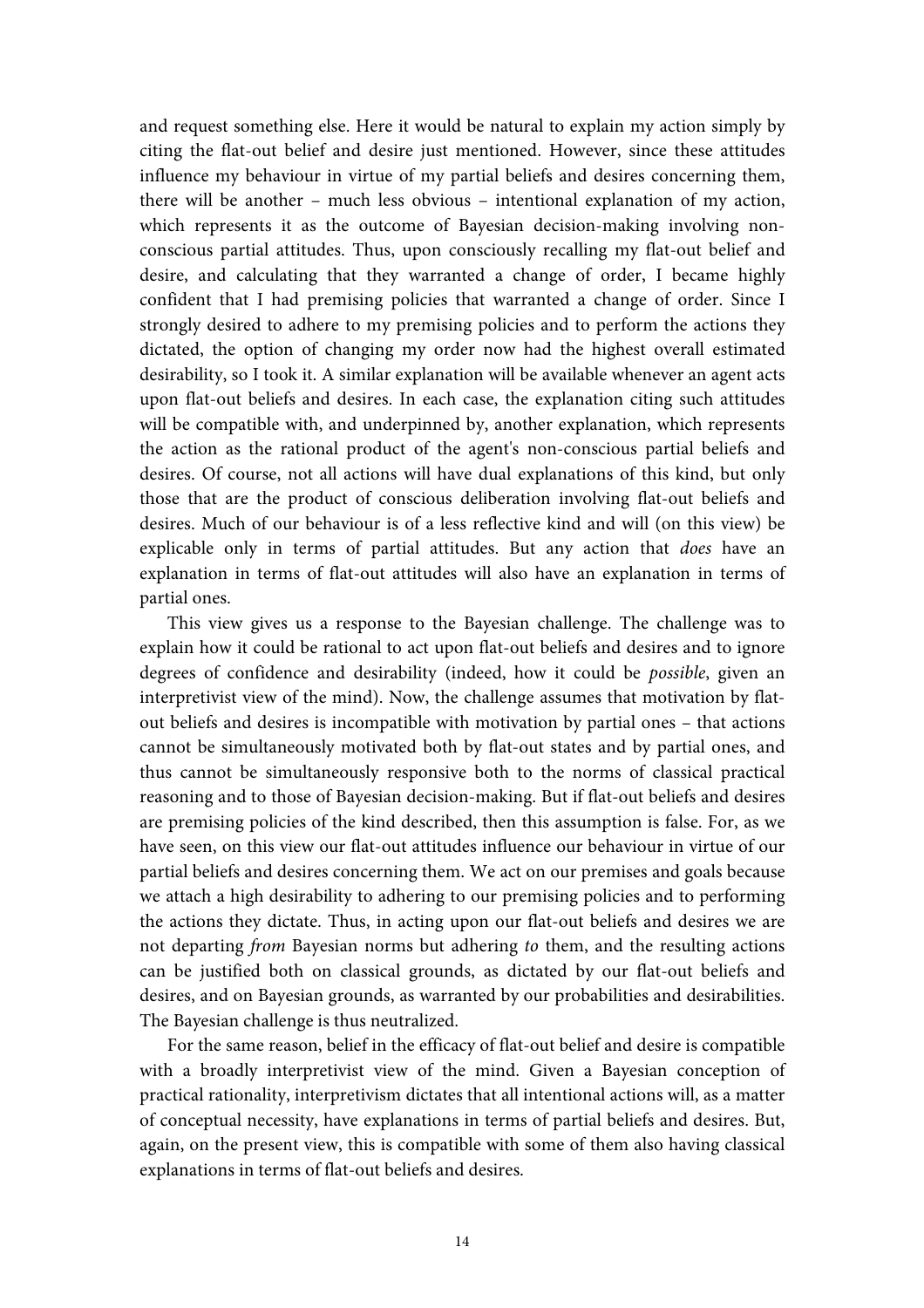and request something else. Here it would be natural to explain my action simply by citing the flat-out belief and desire just mentioned. However, since these attitudes influence my behaviour in virtue of my partial beliefs and desires concerning them, there will be another – much less obvious – intentional explanation of my action, which represents it as the outcome of Bayesian decision-making involving non-conscious partial attitudes. Thus, upon consciously recalling my flat-out belief and desire, and calculating that they warranted a change of order, I became highly confident that I had premising policies that warranted a change of order. Since I strongly desired to adhere to my premising policies and to perform the actions they dictated, the option of changing my order now had the highest overall estimated desirability, so I took it. A similar explanation will be available whenever an agent acts upon flat-out beliefs and desires. In each case, the explanation citing such attitudes will be compatible with, and underpinned by, another explanation, which represents the action as the rational product of the agent's non-conscious partial beliefs and desires. Of course, not all actions will have dual explanations of this kind, but only those that are the product of conscious deliberation involving flat-out beliefs and desires. Much of our behaviour is of a less reflective kind and will (on this view) be explicable only in terms of partial attitudes. But any action that *does* have an explanation in terms of flat-out attitudes will also have an explanation in terms of partial ones.

This view gives us a response to the Bayesian challenge. The challenge was to explain how it could be rational to act upon flat-out beliefs and desires and to ignore degrees of confidence and desirability (indeed, how it could be *possible*, given an interpretivist view of the mind). Now, the challenge assumes that motivation by flat-out beliefs and desires is incompatible with motivation by partial ones – that actions cannot be simultaneously motivated both by flat-out states and by partial ones, and thus cannot be simultaneously responsive both to the norms of classical practical reasoning and to those of Bayesian decision-making. But if flat-out beliefs and desires are premising policies of the kind described, then this assumption is false. For, as we have seen, on this view our flat-out attitudes influence our behaviour in virtue of our partial beliefs and desires concerning them. We act on our premises and goals because we attach a high desirability to adhering to our premising policies and to performing the actions they dictate. Thus, in acting upon our flat-out beliefs and desires we are not departing *from* Bayesian norms but adhering *to* them, and the resulting actions can be justified both on classical grounds, as dictated by our flat-out beliefs and desires, and on Bayesian grounds, as warranted by our probabilities and desirabilities. The Bayesian challenge is thus neutralized.

For the same reason, belief in the efficacy of flat-out belief and desire is compatible with a broadly interpretivist view of the mind. Given a Bayesian conception of practical rationality, interpretivism dictates that all intentional actions will, as a matter of conceptual necessity, have explanations in terms of partial beliefs and desires. But, again, on the present view, this is compatible with some of them also having classical explanations in terms of flat-out beliefs and desires.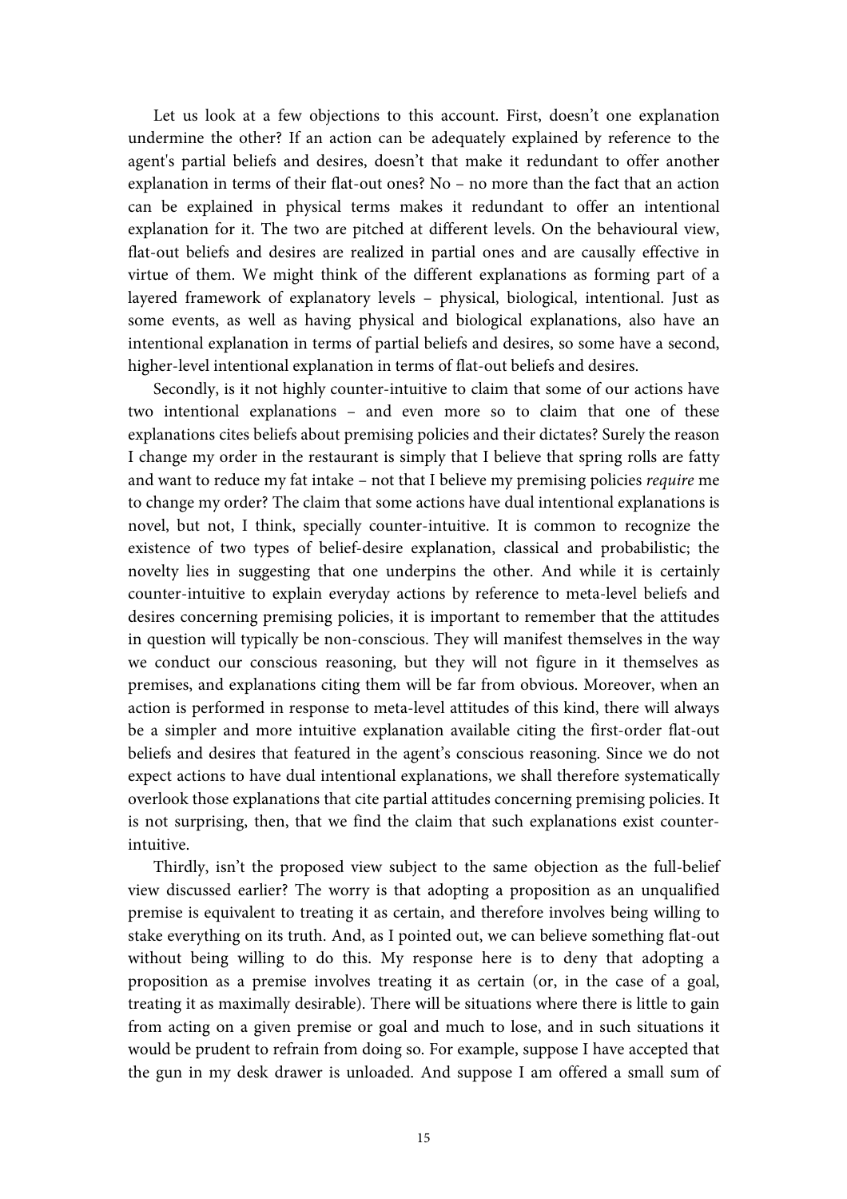Let us look at a few objections to this account. First, doesn't one explanation undermine the other? If an action can be adequately explained by reference to the agent's partial beliefs and desires, doesn't that make it redundant to offer another explanation in terms of their flat-out ones? No – no more than the fact that an action can be explained in physical terms makes it redundant to offer an intentional explanation for it. The two are pitched at different levels. On the behavioural view, flat-out beliefs and desires are realized in partial ones and are causally effective in virtue of them. We might think of the different explanations as forming part of a layered framework of explanatory levels – physical, biological, intentional. Just as some events, as well as having physical and biological explanations, also have an intentional explanation in terms of partial beliefs and desires, so some have a second, higher-level intentional explanation in terms of flat-out beliefs and desires.

Secondly, is it not highly counter-intuitive to claim that some of our actions have two intentional explanations – and even more so to claim that one of these explanations cites beliefs about premising policies and their dictates? Surely the reason I change my order in the restaurant is simply that I believe that spring rolls are fatty and want to reduce my fat intake – not that I believe my premising policies *require* me to change my order? The claim that some actions have dual intentional explanations is novel, but not, I think, specially counter-intuitive. It is common to recognize the existence of two types of belief-desire explanation, classical and probabilistic; the novelty lies in suggesting that one underpins the other. And while it is certainly counter-intuitive to explain everyday actions by reference to meta-level beliefs and desires concerning premising policies, it is important to remember that the attitudes in question will typically be non-conscious. They will manifest themselves in the way we conduct our conscious reasoning, but they will not figure in it themselves as premises, and explanations citing them will be far from obvious. Moreover, when an action is performed in response to meta-level attitudes of this kind, there will always be a simpler and more intuitive explanation available citing the first-order flat-out beliefs and desires that featured in the agent's conscious reasoning. Since we do not expect actions to have dual intentional explanations, we shall therefore systematically overlook those explanations that cite partial attitudes concerning premising policies. It is not surprising, then, that we find the claim that such explanations exist counter-intuitive.

Thirdly, isn't the proposed view subject to the same objection as the full-belief view discussed earlier? The worry is that adopting a proposition as an unqualified premise is equivalent to treating it as certain, and therefore involves being willing to stake everything on its truth. And, as I pointed out, we can believe something flat-out without being willing to do this. My response here is to deny that adopting a proposition as a premise involves treating it as certain (or, in the case of a goal, treating it as maximally desirable). There will be situations where there is little to gain from acting on a given premise or goal and much to lose, and in such situations it would be prudent to refrain from doing so. For example, suppose I have accepted that the gun in my desk drawer is unloaded. And suppose I am offered a small sum of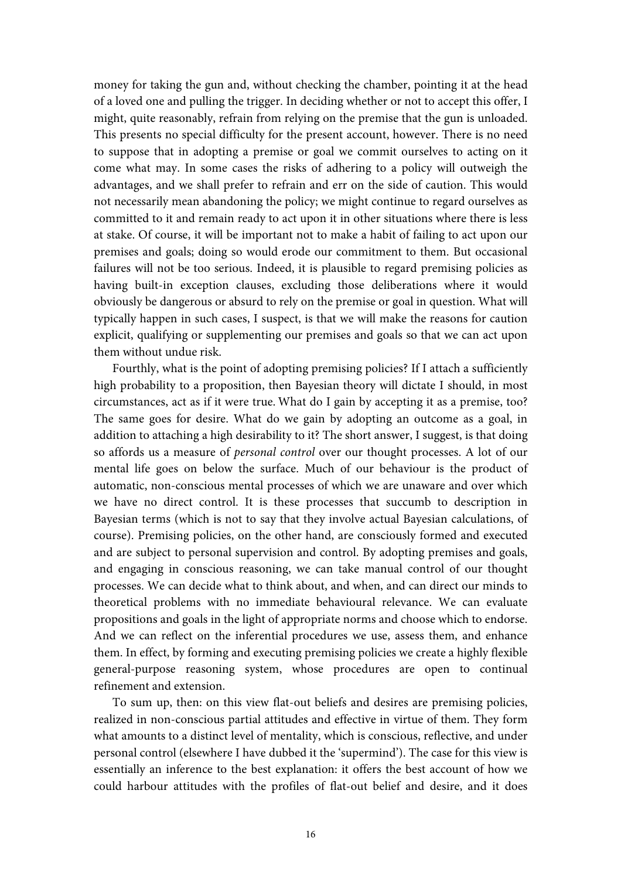money for taking the gun and, without checking the chamber, pointing it at the head of a loved one and pulling the trigger. In deciding whether or not to accept this offer, I might, quite reasonably, refrain from relying on the premise that the gun is unloaded. This presents no special difficulty for the present account, however. There is no need to suppose that in adopting a premise or goal we commit ourselves to acting on it come what may. In some cases the risks of adhering to a policy will outweigh the advantages, and we shall prefer to refrain and err on the side of caution. This would not necessarily mean abandoning the policy; we might continue to regard ourselves as committed to it and remain ready to act upon it in other situations where there is less at stake. Of course, it will be important not to make a habit of failing to act upon our premises and goals; doing so would erode our commitment to them. But occasional failures will not be too serious. Indeed, it is plausible to regard premising policies as having built-in exception clauses, excluding those deliberations where it would obviously be dangerous or absurd to rely on the premise or goal in question. What will typically happen in such cases, I suspect, is that we will make the reasons for caution explicit, qualifying or supplementing our premises and goals so that we can act upon them without undue risk.

Fourthly, what is the point of adopting premising policies? If I attach a sufficiently high probability to a proposition, then Bayesian theory will dictate I should, in most circumstances, act as if it were true. What do I gain by accepting it as a premise, too? The same goes for desire. What do we gain by adopting an outcome as a goal, in addition to attaching a high desirability to it? The short answer, I suggest, is that doing so affords us a measure of *personal control* over our thought processes. A lot of our mental life goes on below the surface. Much of our behaviour is the product of automatic, non-conscious mental processes of which we are unaware and over which we have no direct control. It is these processes that succumb to description in Bayesian terms (which is not to say that they involve actual Bayesian calculations, of course). Premising policies, on the other hand, are consciously formed and executed and are subject to personal supervision and control. By adopting premises and goals, and engaging in conscious reasoning, we can take manual control of our thought processes. We can decide what to think about, and when, and can direct our minds to theoretical problems with no immediate behavioural relevance. We can evaluate propositions and goals in the light of appropriate norms and choose which to endorse. And we can reflect on the inferential procedures we use, assess them, and enhance them. In effect, by forming and executing premising policies we create a highly flexible general-purpose reasoning system, whose procedures are open to continual refinement and extension.

To sum up, then: on this view flat-out beliefs and desires are premising policies, realized in non-conscious partial attitudes and effective in virtue of them. They form what amounts to a distinct level of mentality, which is conscious, reflective, and under personal control (elsewhere I have dubbed it the 'supermind'). The case for this view is essentially an inference to the best explanation: it offers the best account of how we could harbour attitudes with the profiles of flat-out belief and desire, and it does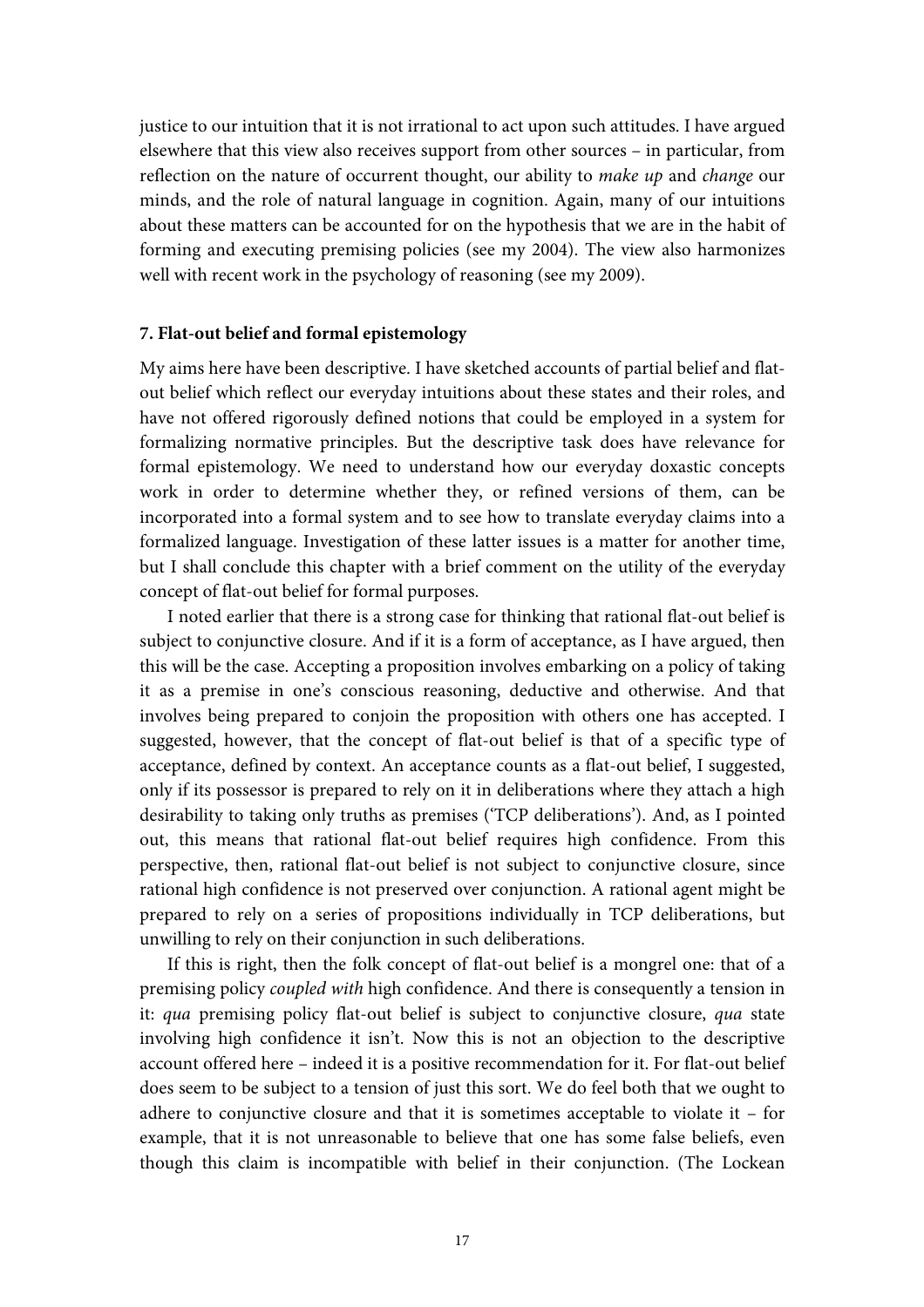justice to our intuition that it is not irrational to act upon such attitudes. I have argued elsewhere that this view also receives support from other sources – in particular, from reflection on the nature of occurrent thought, our ability to *make up* and *change* our minds, and the role of natural language in cognition. Again, many of our intuitions about these matters can be accounted for on the hypothesis that we are in the habit of forming and executing premising policies (see my 2004). The view also harmonizes well with recent work in the psychology of reasoning (see my 2009).

## 7. Flat-out belief and formal epistemology

My aims here have been descriptive. I have sketched accounts of partial belief and flat-out belief which reflect our everyday intuitions about these states and their roles, and have not offered rigorously defined notions that could be employed in a system for formalizing normative principles. But the descriptive task does have relevance for formal epistemology. We need to understand how our everyday doxastic concepts work in order to determine whether they, or refined versions of them, can be incorporated into a formal system and to see how to translate everyday claims into a formalized language. Investigation of these latter issues is a matter for another time, but I shall conclude this chapter with a brief comment on the utility of the everyday concept of flat-out belief for formal purposes.

I noted earlier that there is a strong case for thinking that rational flat-out belief is subject to conjunctive closure. And if it is a form of acceptance, as I have argued, then this will be the case. Accepting a proposition involves embarking on a policy of taking it as a premise in one's conscious reasoning, deductive and otherwise. And that involves being prepared to conjoin the proposition with others one has accepted. I suggested, however, that the concept of flat-out belief is that of a specific type of acceptance, defined by context. An acceptance counts as a flat-out belief, I suggested, only if its possessor is prepared to rely on it in deliberations where they attach a high desirability to taking only truths as premises ('TCP deliberations'). And, as I pointed out, this means that rational flat-out belief requires high confidence. From this perspective, then, rational flat-out belief is not subject to conjunctive closure, since rational high confidence is not preserved over conjunction. A rational agent might be prepared to rely on a series of propositions individually in TCP deliberations, but unwilling to rely on their conjunction in such deliberations.

If this is right, then the folk concept of flat-out belief is a mongrel one: that of a premising policy *coupled with* high confidence. And there is consequently a tension in it: *qua* premising policy flat-out belief is subject to conjunctive closure, *qua* state involving high confidence it isn't. Now this is not an objection to the descriptive account offered here – indeed it is a positive recommendation for it. For flat-out belief does seem to be subject to a tension of just this sort. We do feel both that we ought to adhere to conjunctive closure and that it is sometimes acceptable to violate it – for example, that it is not unreasonable to believe that one has some false beliefs, even though this claim is incompatible with belief in their conjunction. (The Lockean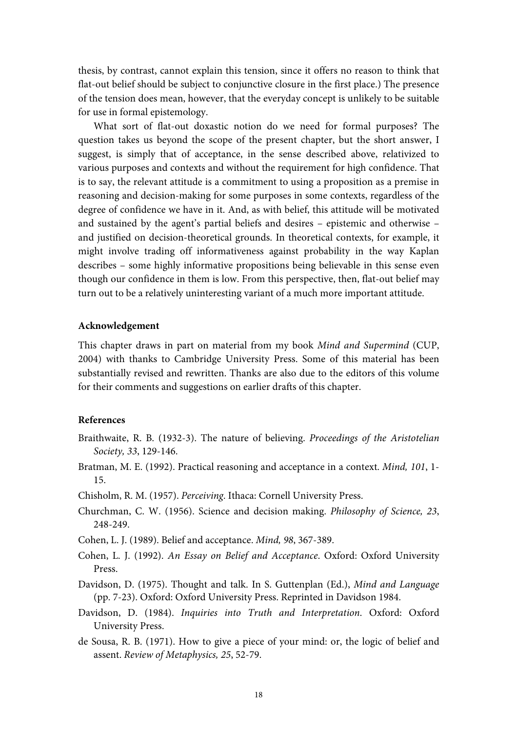thesis, by contrast, cannot explain this tension, since it offers no reason to think that flat-out belief should be subject to conjunctive closure in the first place.) The presence of the tension does mean, however, that the everyday concept is unlikely to be suitable for use in formal epistemology.

What sort of flat-out doxastic notion do we need for formal purposes? The question takes us beyond the scope of the present chapter, but the short answer, I suggest, is simply that of acceptance, in the sense described above, relativized to various purposes and contexts and without the requirement for high confidence. That is to say, the relevant attitude is a commitment to using a proposition as a premise in reasoning and decision-making for some purposes in some contexts, regardless of the degree of confidence we have in it. And, as with belief, this attitude will be motivated and sustained by the agent's partial beliefs and desires – epistemic and otherwise – and justified on decision-theoretical grounds. In theoretical contexts, for example, it might involve trading off informativeness against probability in the way Kaplan describes – some highly informative propositions being believable in this sense even though our confidence in them is low. From this perspective, then, flat-out belief may turn out to be a relatively uninteresting variant of a much more important attitude.

**Acknowledgement**

This chapter draws in part on material from my book *Mind and Supermind* (CUP, 2004) with thanks to Cambridge University Press. Some of this material has been substantially revised and rewritten. Thanks are also due to the editors of this volume for their comments and suggestions on earlier drafts of this chapter.

**References**

Braithwaite, R. B. (1932-3). The nature of believing. *Proceedings of the Aristotelian Society, 33*, 129-146.

Bratman, M. E. (1992). Practical reasoning and acceptance in a context. *Mind, 101*, 1-15.

Chisholm, R. M. (1957). *Perceiving*. Ithaca: Cornell University Press.

Churchman, C. W. (1956). Science and decision making. *Philosophy of Science, 23*, 248-249.

Cohen, L. J. (1989). Belief and acceptance. *Mind, 98*, 367-389.

Cohen, L. J. (1992). *An Essay on Belief and Acceptance*. Oxford: Oxford University Press.

Davidson, D. (1975). Thought and talk. In S. Guttenplan (Ed.), *Mind and Language* (pp. 7-23). Oxford: Oxford University Press. Reprinted in Davidson 1984.

Davidson, D. (1984). *Inquiries into Truth and Interpretation*. Oxford: Oxford University Press.

de Sousa, R. B. (1971). How to give a piece of your mind: or, the logic of belief and assent. *Review of Metaphysics, 25*, 52-79.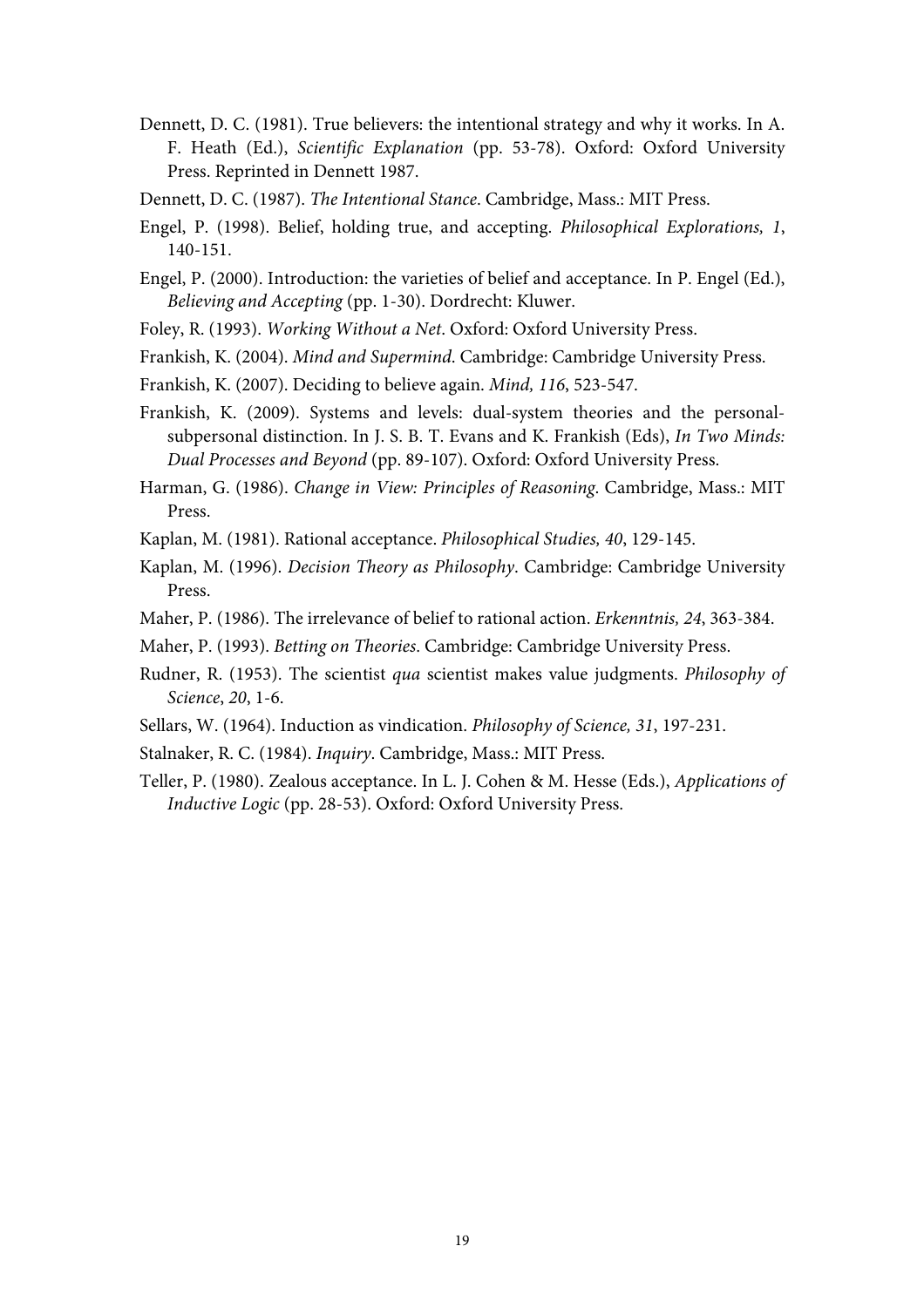Dennett, D. C. (1981). True believers: the intentional strategy and why it works. In A. F. Heath (Ed.), *Scientific Explanation* (pp. 53-78). Oxford: Oxford University Press. Reprinted in Dennett 1987.

Dennett, D. C. (1987). *The Intentional Stance*. Cambridge, Mass.: MIT Press.

Engel, P. (1998). Belief, holding true, and accepting. *Philosophical Explorations, 1*, 140-151.

Engel, P. (2000). Introduction: the varieties of belief and acceptance. In P. Engel (Ed.), *Believing and Accepting* (pp. 1-30). Dordrecht: Kluwer.

Foley, R. (1993). *Working Without a Net*. Oxford: Oxford University Press.

Frankish, K. (2004). *Mind and Supermind*. Cambridge: Cambridge University Press.

Frankish, K. (2007). Deciding to believe again. *Mind, 116*, 523-547.

Frankish, K. (2009). Systems and levels: dual-system theories and the personal-subpersonal distinction. In J. S. B. T. Evans and K. Frankish (Eds), *In Two Minds: Dual Processes and Beyond* (pp. 89-107). Oxford: Oxford University Press.

Harman, G. (1986). *Change in View: Principles of Reasoning*. Cambridge, Mass.: MIT Press.

Kaplan, M. (1981). Rational acceptance. *Philosophical Studies, 40*, 129-145.

Kaplan, M. (1996). *Decision Theory as Philosophy*. Cambridge: Cambridge University Press.

Maher, P. (1986). The irrelevance of belief to rational action. *Erkenntnis, 24*, 363-384.

Maher, P. (1993). *Betting on Theories*. Cambridge: Cambridge University Press.

Rudner, R. (1953). The scientist *qua* scientist makes value judgments. *Philosophy of Science*, *20*, 1-6.

Sellars, W. (1964). Induction as vindication. *Philosophy of Science, 31*, 197-231.

Stalnaker, R. C. (1984). *Inquiry*. Cambridge, Mass.: MIT Press.

Teller, P. (1980). Zealous acceptance. In L. J. Cohen & M. Hesse (Eds.), *Applications of Inductive Logic* (pp. 28-53). Oxford: Oxford University Press.